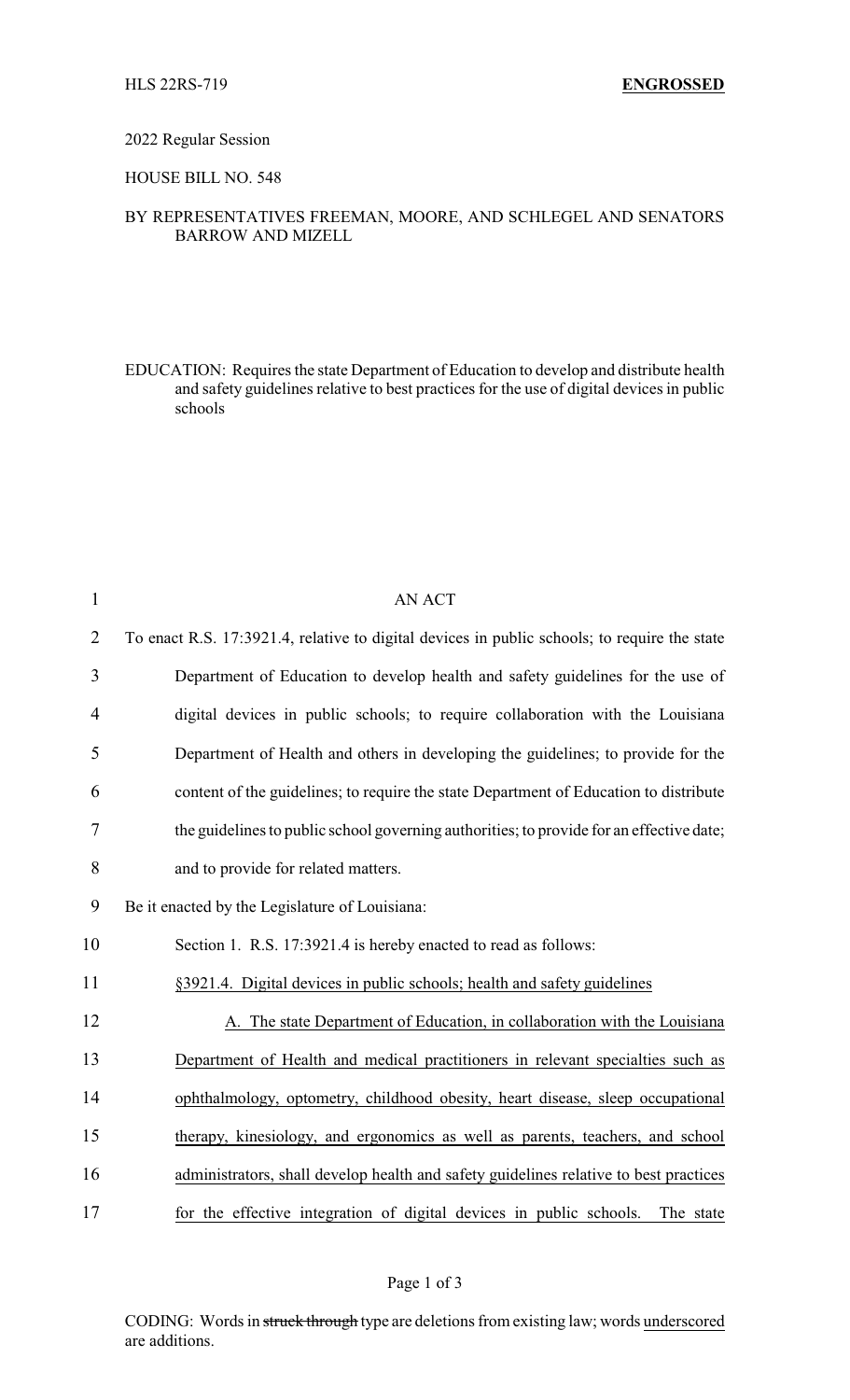HLS 22RS-719 **ENGROSSED**

2022 Regular Session

HOUSE BILL NO. 548

BY REPRESENTATIVES FREEMAN, MOORE, AND SCHLEGEL AND SENATORS BARROW AND MIZELL

EDUCATION: Requires the state Department of Education to develop and distribute health and safety guidelines relative to best practices for the use of digital devices in public schools

AN ACT

To enact R.S. 17:3921.4, relative to digital devices in public schools; to require the state Department of Education to develop health and safety guidelines for the use of digital devices in public schools; to require collaboration with the Louisiana Department of Health and others in developing the guidelines; to provide for the content of the guidelines; to require the state Department of Education to distribute the guidelines to public school governing authorities; to provide for an effective date; and to provide for related matters.

Be it enacted by the Legislature of Louisiana:

Section 1. R.S. 17:3921.4 is hereby enacted to read as follows:

§3921.4. Digital devices in public schools; health and safety guidelines

A. The state Department of Education, in collaboration with the Louisiana Department of Health and medical practitioners in relevant specialties such as ophthalmology, optometry, childhood obesity, heart disease, sleep occupational therapy, kinesiology, and ergonomics as well as parents, teachers, and school administrators, shall develop health and safety guidelines relative to best practices for the effective integration of digital devices in public schools. The state

CODING: Words in ~~struck through~~ type are deletions from existing law; words underscored are additions.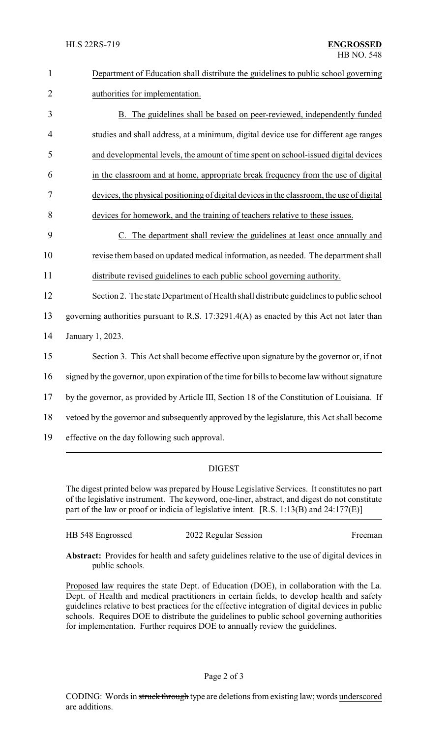Department of Education shall distribute the guidelines to public school governing authorities for implementation.

B. The guidelines shall be based on peer-reviewed, independently funded studies and shall address, at a minimum, digital device use for different age ranges and developmental levels, the amount of time spent on school-issued digital devices in the classroom and at home, appropriate break frequency from the use of digital devices, the physical positioning of digital devices in the classroom, the use of digital devices for homework, and the training of teachers relative to these issues.

C. The department shall review the guidelines at least once annually and revise them based on updated medical information, as needed. The department shall distribute revised guidelines to each public school governing authority.

Section 2. The state Department of Health shall distribute guidelines to public school governing authorities pursuant to R.S. 17:3291.4(A) as enacted by this Act not later than January 1, 2023.

Section 3. This Act shall become effective upon signature by the governor or, if not signed by the governor, upon expiration of the time for bills to become law without signature by the governor, as provided by Article III, Section 18 of the Constitution of Louisiana. If vetoed by the governor and subsequently approved by the legislature, this Act shall become effective on the day following such approval.

## DIGEST

The digest printed below was prepared by House Legislative Services. It constitutes no part of the legislative instrument. The keyword, one-liner, abstract, and digest do not constitute part of the law or proof or indicia of legislative intent. [R.S. 1:13(B) and 24:177(E)]

HB 548 Engrossed　　　　2022 Regular Session　　　　Freeman

**Abstract:** Provides for health and safety guidelines relative to the use of digital devices in public schools.

Proposed law requires the state Dept. of Education (DOE), in collaboration with the La. Dept. of Health and medical practitioners in certain fields, to develop health and safety guidelines relative to best practices for the effective integration of digital devices in public schools. Requires DOE to distribute the guidelines to public school governing authorities for implementation. Further requires DOE to annually review the guidelines.

CODING: Words in ~~struck through~~ type are deletions from existing law; words underscored are additions.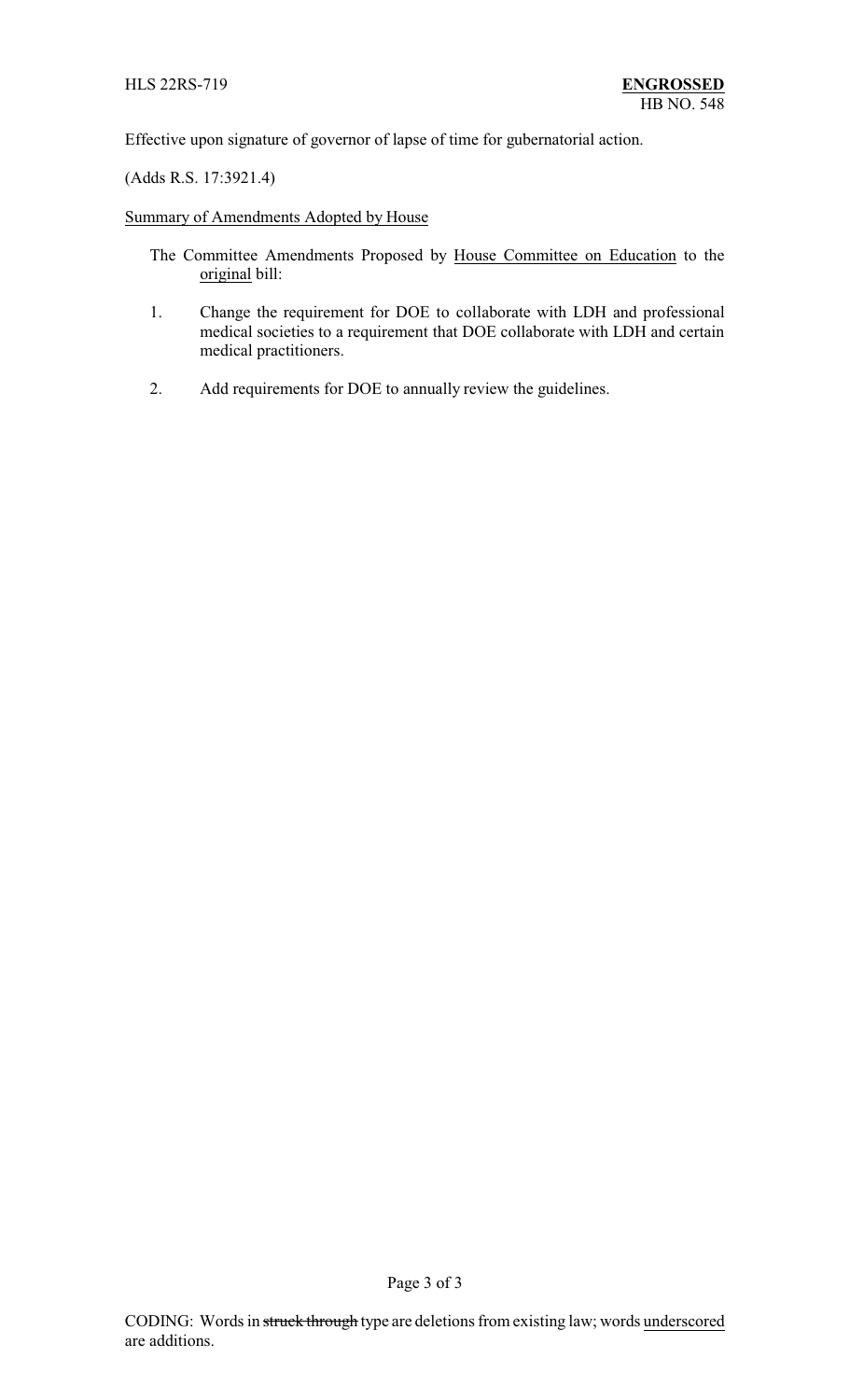Effective upon signature of governor of lapse of time for gubernatorial action.

(Adds R.S. 17:3921.4)

Summary of Amendments Adopted by House

The Committee Amendments Proposed by House Committee on Education to the original bill:

1. Change the requirement for DOE to collaborate with LDH and professional medical societies to a requirement that DOE collaborate with LDH and certain medical practitioners.

2. Add requirements for DOE to annually review the guidelines.

CODING: Words in ~~struck through~~ type are deletions from existing law; words underscored are additions.